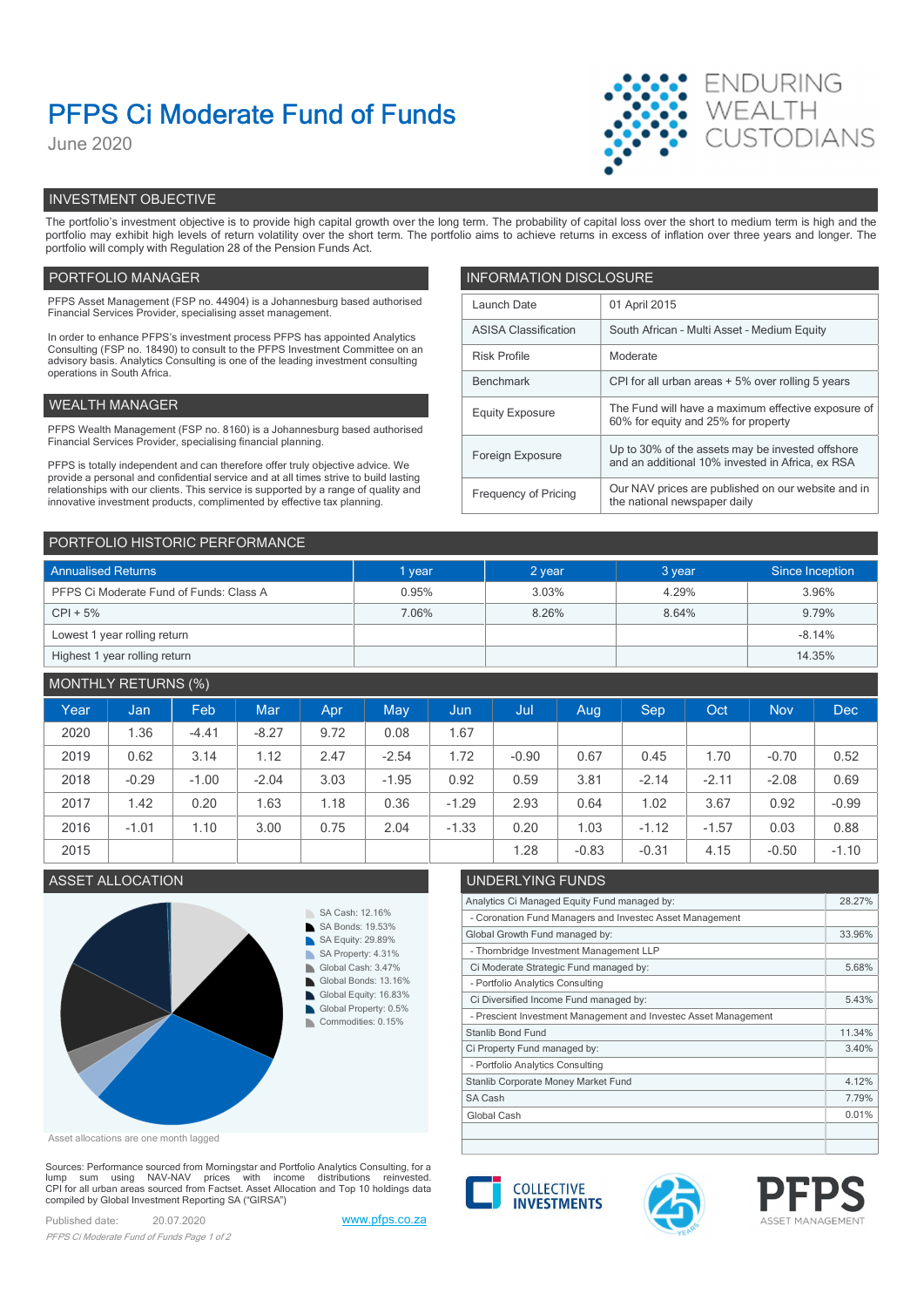# PFPS Ci Moderate Fund of Funds

June 2020

ENDURING WEALTH CUSTODIANS

## INVESTMENT OBJECTIVE

The portfolio's investment objective is to provide high capital growth over the long term. The probability of capital loss over the short to medium term is high and the portfolio may exhibit high levels of return volatility over the short term. The portfolio aims to achieve returns in excess of inflation over three years and longer. The portfolio will comply with Regulation 28 of the Pension Funds Act.

## PORTFOLIO MANAGER

PFPS Asset Management (FSP no. 44904) is a Johannesburg based authorised Financial Services Provider, specialising asset management.

In order to enhance PFPS's investment process PFPS has appointed Analytics Consulting (FSP no. 18490) to consult to the PFPS Investment Committee on an advisory basis. Analytics Consulting is one of the leading investment consulting operations in South Africa.

## WEALTH MANAGER

PFPS Wealth Management (FSP no. 8160) is a Johannesburg based authorised Financial Services Provider, specialising financial planning.

PFPS is totally independent and can therefore offer truly objective advice. We provide a personal and confidential service and at all times strive to build lasting relationships with our clients. This service is supported by a range of quality and innovative investment products, complimented by effective tax planning.

## INFORMATION DISCLOSURE

| | |
|---|---|
| Launch Date | 01 April 2015 |
| ASISA Classification | South African - Multi Asset - Medium Equity |
| Risk Profile | Moderate |
| Benchmark | CPI for all urban areas + 5% over rolling 5 years |
| Equity Exposure | The Fund will have a maximum effective exposure of 60% for equity and 25% for property |
| Foreign Exposure | Up to 30% of the assets may be invested offshore and an additional 10% invested in Africa, ex RSA |
| Frequency of Pricing | Our NAV prices are published on our website and in the national newspaper daily |

## PORTFOLIO HISTORIC PERFORMANCE

| Annualised Returns | 1 year | 2 year | 3 year | Since Inception |
|---|---|---|---|---|
| PFPS Ci Moderate Fund of Funds: Class A | 0.95% | 3.03% | 4.29% | 3.96% |
| CPI + 5% | 7.06% | 8.26% | 8.64% | 9.79% |
| Lowest 1 year rolling return | | | | -8.14% |
| Highest 1 year rolling return | | | | 14.35% |

## MONTHLY RETURNS (%)

| Year | Jan | Feb | Mar | Apr | May | Jun | Jul | Aug | Sep | Oct | Nov | Dec |
|---|---|---|---|---|---|---|---|---|---|---|---|---|
| 2020 | 1.36 | -4.41 | -8.27 | 9.72 | 0.08 | 1.67 | | | | | | |
| 2019 | 0.62 | 3.14 | 1.12 | 2.47 | -2.54 | 1.72 | -0.90 | 0.67 | 0.45 | 1.70 | -0.70 | 0.52 |
| 2018 | -0.29 | -1.00 | -2.04 | 3.03 | -1.95 | 0.92 | 0.59 | 3.81 | -2.14 | -2.11 | -2.08 | 0.69 |
| 2017 | 1.42 | 0.20 | 1.63 | 1.18 | 0.36 | -1.29 | 2.93 | 0.64 | 1.02 | 3.67 | 0.92 | -0.99 |
| 2016 | -1.01 | 1.10 | 3.00 | 0.75 | 2.04 | -1.33 | 0.20 | 1.03 | -1.12 | -1.57 | 0.03 | 0.88 |
| 2015 | | | | | | | 1.28 | -0.83 | -0.31 | 4.15 | -0.50 | -1.10 |

## ASSET ALLOCATION

- SA Cash: 12.16%
- SA Bonds: 19.53%
- SA Equity: 29.89%
- SA Property: 4.31%
- Global Cash: 3.47%
- Global Bonds: 13.16%
- Global Equity: 16.83%
- Global Property: 0.5%
- Commodities: 0.15%

Asset allocations are one month lagged

## UNDERLYING FUNDS

| | |
|---|---|
| Analytics Ci Managed Equity Fund managed by: | 28.27% |
| - Coronation Fund Managers and Investec Asset Management | |
| Global Growth Fund managed by: | 33.96% |
| - Thornbridge Investment Management LLP | |
| Ci Moderate Strategic Fund managed by: | 5.68% |
| - Portfolio Analytics Consulting | |
| Ci Diversified Income Fund managed by: | 5.43% |
| - Prescient Investment Management and Investec Asset Management | |
| Stanlib Bond Fund | 11.34% |
| Ci Property Fund managed by: | 3.40% |
| - Portfolio Analytics Consulting | |
| Stanlib Corporate Money Market Fund | 4.12% |
| SA Cash | 7.79% |
| Global Cash | 0.01% |

Sources: Performance sourced from Morningstar and Portfolio Analytics Consulting, for a lump sum using NAV-NAV prices with income distributions reinvested. CPI for all urban areas sourced from Factset. Asset Allocation and Top 10 holdings data compiled by Global Investment Reporting SA ("GIRSA")

Published date: 20.07.2020

www.pfps.co.za

COLLECTIVE INVESTMENTS

PFPS ASSET MANAGEMENT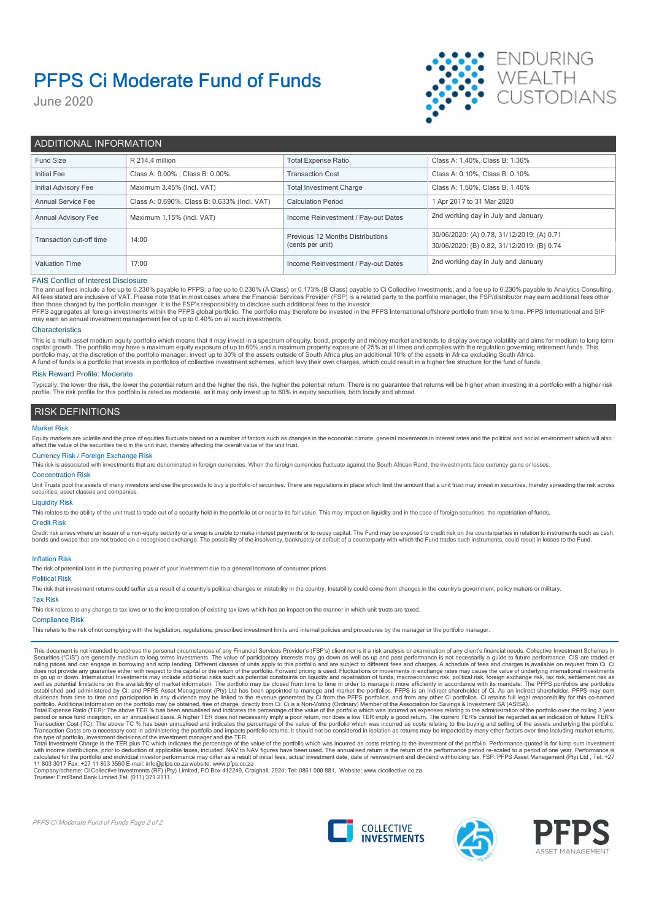# PFPS Ci Moderate Fund of Funds

June 2020

## ADDITIONAL INFORMATION

| | | | |
|---|---|---|---|
| Fund Size | R 214.4 million | Total Expense Ratio | Class A: 1.40%, Class B: 1.36% |
| Initial Fee | Class A: 0.00% ; Class B: 0.00% | Transaction Cost | Class A: 0.10%, Class B: 0.10% |
| Initial Advisory Fee | Maximum 3.45% (Incl. VAT) | Total Investment Charge | Class A: 1.50%, Class B: 1.46% |
| Annual Service Fee | Class A: 0.690%, Class B: 0.633% (Incl. VAT) | Calculation Period | 1 Apr 2017 to 31 Mar 2020 |
| Annual Advisory Fee | Maximum 1.15% (incl. VAT) | Income Reinvestment / Pay-out Dates | 2nd working day in July and January |
| Transaction cut-off time | 14:00 | Previous 12 Months Distributions (cents per unit) | 30/06/2020: (A) 0.78, 31/12/2019: (A) 0.71<br>30/06/2020: (B) 0.82, 31/12/2019: (B) 0.74 |
| Valuation Time | 17:00 | Income Reinvestment / Pay-out Dates | 2nd working day in July and January |

### FAIS Conflict of Interest Disclosure

The annual fees include a fee up to 0.230% payable to PFPS; a fee up to 0.230% (A Class) or 0.173% (B Class) payable to Ci Collective Investments; and a fee up to 0.230% payable to Analytics Consulting. All fees stated are inclusive of VAT. Please note that in most cases where the Financial Services Provider (FSP) is a related party to the portfolio manager, the FSP/distributor may earn additional fees other than those charged by the portfolio manager. It is the FSP's responsibility to disclose such additional fees to the investor.
PFPS aggregates all foreign investments within the PFPS global portfolio. The portfolio may therefore be invested in the PFPS International offshore portfolio from time to time. PFPS International and SIP may earn an annual investment management fee of up to 0.40% on all such investments.

### Characteristics

This is a multi-asset medium equity portfolio which means that it may invest in a spectrum of equity, bond, property and money market and tends to display average volatility and aims for medium to long term capital growth. The portfolio may have a maximum equity exposure of up to 60% and a maximum property exposure of 25% at all times and complies with the regulation governing retirement funds. This portfolio may, at the discretion of the portfolio manager, invest up to 30% of the assets outside of South Africa plus an additional 10% of the assets in Africa excluding South Africa.
A fund of funds is a portfolio that invests in portfolios of collective investment schemes, which levy their own charges, which could result in a higher fee structure for the fund of funds.

### Risk Reward Profile: Moderate

Typically, the lower the risk, the lower the potential return and the higher the risk, the higher the potential return. There is no guarantee that returns will be higher when investing in a portfolio with a higher risk profile. The risk profile for this portfolio is rated as moderate, as it may only invest up to 60% in equity securities, both locally and abroad.

## RISK DEFINITIONS

### Market Risk

Equity markets are volatile and the price of equities fluctuate based on a number of factors such as changes in the economic climate, general movements in interest rates and the political and social environment which will also affect the value of the securities held in the unit trust, thereby affecting the overall value of the unit trust.

### Currency Risk / Foreign Exchange Risk

This risk is associated with investments that are denominated in foreign currencies. When the foreign currencies fluctuate against the South African Rand, the investments face currency gains or losses.

### Concentration Risk

Unit Trusts pool the assets of many investors and use the proceeds to buy a portfolio of securities. There are regulations in place which limit the amount that a unit trust may invest in securities, thereby spreading the risk across securities, asset classes and companies.

### Liquidity Risk

This relates to the ability of the unit trust to trade out of a security held in the portfolio at or near to its fair value. This may impact on liquidity and in the case of foreign securities, the repatriation of funds.

### Credit Risk

Credit risk arises where an issuer of a non-equity security or a swap is unable to make interest payments or to repay capital. The Fund may be exposed to credit risk on the counterparties in relation to instruments such as cash, bonds and swaps that are not traded on a recognised exchange. The possibility of the insolvency, bankruptcy or default of a counterparty with which the Fund trades such instruments, could result in losses to the Fund.

### Inflation Risk

The risk of potential loss in the purchasing power of your investment due to a general increase of consumer prices.

### Political Risk

The risk that investment returns could suffer as a result of a country's political changes or instability in the country. Instability could come from changes in the country's government, policy makers or military.

### Tax Risk

This risk relates to any change to tax laws or to the interpretation of existing tax laws which has an impact on the manner in which unit trusts are taxed.

### Compliance Risk

This refers to the risk of not complying with the legislation, regulations, prescribed investment limits and internal policies and procedures by the manager or the portfolio manager.

This document is not intended to address the personal circumstances of any Financial Services Provider's (FSP's) client nor is it a risk analysis or examination of any client's financial needs. Collective Investment Schemes in Securities ("CIS") are generally medium to long terms investments. The value of participatory interests may go down as well as up and past performance is not necessarily a guide to future performance. CIS are traded at ruling prices and can engage in borrowing and scrip lending. Different classes of units apply to this portfolio and are subject to different fees and charges. A schedule of fees and charges is available on request from Ci. Ci does not provide any guarantee either with respect to the capital or the return of the portfolio. Forward pricing is used. Fluctuations or movements in exchange rates may cause the value of underlying international investments to go up or down. International Investments may include additional risks such as potential constraints on liquidity and repatriation of funds, macroeconomic risk, political risk, foreign exchange risk, tax risk, settlement risk as well as potential limitations on the availability of market information. The portfolio may be closed from time to time in order to manage it more efficiently in accordance with its mandate. The PFPS portfolios are portfolios established and administered by Ci, and PFPS Asset Management (Pty) Ltd has been appointed to manage and market the portfolios. PFPS is an indirect shareholder of Ci. As an indirect shareholder, PFPS may earn dividends from time to time and participation in any dividends may be linked to the revenue generated by Ci from the PFPS portfolios, and from any other Ci portfolios. Ci retains full legal responsibility for this co-named portfolio. Additional information on the portfolio may be obtained, free of charge, directly from Ci. Ci is a Non-Voting (Ordinary) Member of the Association for Savings & Investment SA (ASISA).
Total Expense Ratio (TER): The above TER % has been annualised and indicates the percentage of the value of the portfolio which was incurred as expenses relating to the administration of the portfolio over the rolling 3 year period or since fund inception, on an annualised basis. A higher TER does not necessarily imply a poor return, nor does a low TER imply a good return. The current TER's cannot be regarded as an indication of future TER's. Transaction Cost (TC): The above TC % has been annualised and indicates the percentage of the value of the portfolio which was incurred as costs relating to the buying and selling of the assets underlying the portfolio. Transaction Costs are a necessary cost in administering the portfolio and impacts portfolio returns. It should not be considered in isolation as returns may be impacted by many other factors over time including market returns, the type of portfolio, investment decisions of the investment manager and the TER.
Total Investment Charge is the TER plus TC which indicates the percentage of the value of the portfolio which was incurred as costs relating to the investment of the portfolio. Performance quoted is for lump sum investment with income distributions, prior to deduction of applicable taxes, included. NAV to NAV figures have been used. The annualised return is the return of the performance period re-scaled to a period of one year. Performance is calculated for the portfolio and individual investor performance may differ as a result of initial fees, actual investment date, date of reinvestment and dividend withholding tax. FSP: PFPS Asset Management (Pty) Ltd , Tel: +27 11 803 3017 Fax: +27 11 803 3560 E-mail: info@pfps.co.za website: www.pfps.co.za
Company/scheme: Ci Collective Investments (RF) (Pty) Limited, PO Box 412249, Craighall, 2024; Tel: 0861 000 881, Website: www.cicollective.co.za
Trustee: FirstRand Bank Limited Tel: (011) 371 2111.